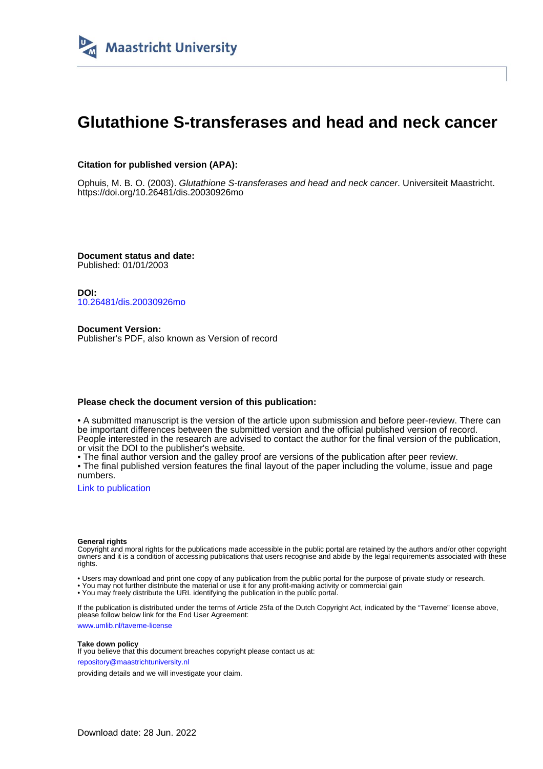Maastricht University

# Glutathione S-transferases and head and neck cancer

### Citation for published version (APA):

Ophuis, M. B. O. (2003). *Glutathione S-transferases and head and neck cancer*. Universiteit Maastricht. https://doi.org/10.26481/dis.20030926mo

**Document status and date:**
Published: 01/01/2003

**DOI:**
10.26481/dis.20030926mo

**Document Version:**
Publisher's PDF, also known as Version of record

**Please check the document version of this publication:**

• A submitted manuscript is the version of the article upon submission and before peer-review. There can be important differences between the submitted version and the official published version of record. People interested in the research are advised to contact the author for the final version of the publication, or visit the DOI to the publisher's website.
• The final author version and the galley proof are versions of the publication after peer review.
• The final published version features the final layout of the paper including the volume, issue and page numbers.

Link to publication

**General rights**
Copyright and moral rights for the publications made accessible in the public portal are retained by the authors and/or other copyright owners and it is a condition of accessing publications that users recognise and abide by the legal requirements associated with these rights.

• Users may download and print one copy of any publication from the public portal for the purpose of private study or research.
• You may not further distribute the material or use it for any profit-making activity or commercial gain
• You may freely distribute the URL identifying the publication in the public portal.

If the publication is distributed under the terms of Article 25fa of the Dutch Copyright Act, indicated by the "Taverne" license above, please follow below link for the End User Agreement:

www.umlib.nl/taverne-license

**Take down policy**
If you believe that this document breaches copyright please contact us at:

repository@maastrichtuniversity.nl

providing details and we will investigate your claim.

Download date: 28 Jun. 2022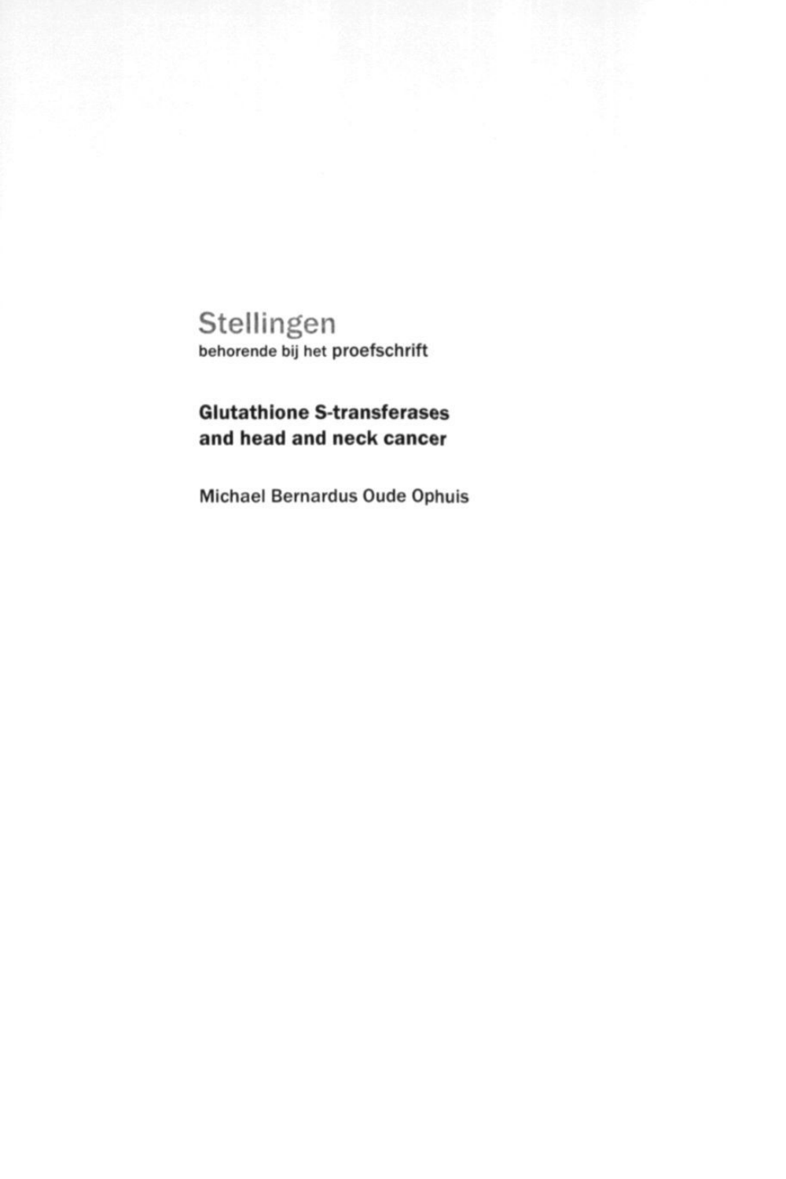# Stellingen

behorende bij het proefschrift

**Glutathione S-transferases and head and neck cancer**

Michael Bernardus Oude Ophuis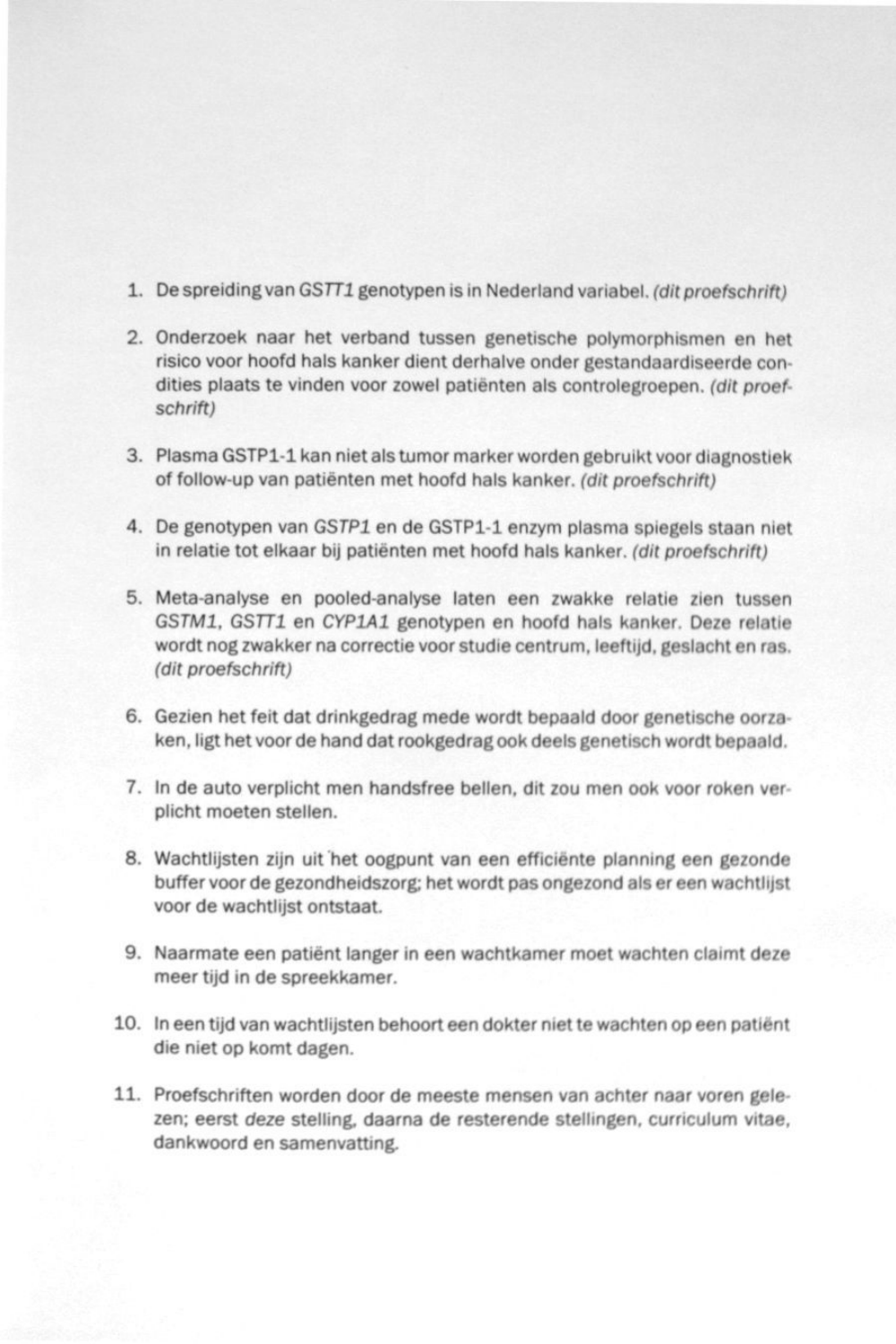1. De spreiding van *GSTT1* genotypen is in Nederland variabel. *(dit proefschrift)*

2. Onderzoek naar het verband tussen genetische polymorphismen en het risico voor hoofd hals kanker dient derhalve onder gestandaardiseerde condities plaats te vinden voor zowel patiënten als controlegroepen. *(dit proefschrift)*

3. Plasma GSTP1-1 kan niet als tumor marker worden gebruikt voor diagnostiek of follow-up van patiënten met hoofd hals kanker. *(dit proefschrift)*

4. De genotypen van *GSTP1* en de GSTP1-1 enzym plasma spiegels staan niet in relatie tot elkaar bij patiënten met hoofd hals kanker. *(dit proefschrift)*

5. Meta-analyse en pooled-analyse laten een zwakke relatie zien tussen *GSTM1*, *GSTT1* en *CYP1A1* genotypen en hoofd hals kanker. Deze relatie wordt nog zwakker na correctie voor studie centrum, leeftijd, geslacht en ras. *(dit proefschrift)*

6. Gezien het feit dat drinkgedrag mede wordt bepaald door genetische oorzaken, ligt het voor de hand dat rookgedrag ook deels genetisch wordt bepaald.

7. In de auto verplicht men handsfree bellen, dit zou men ook voor roken verplicht moeten stellen.

8. Wachtlijsten zijn uit het oogpunt van een efficiënte planning een gezonde buffer voor de gezondheidszorg; het wordt pas ongezond als er een wachtlijst voor de wachtlijst ontstaat.

9. Naarmate een patiënt langer in een wachtkamer moet wachten claimt deze meer tijd in de spreekkamer.

10. In een tijd van wachtlijsten behoort een dokter niet te wachten op een patiënt die niet op komt dagen.

11. Proefschriften worden door de meeste mensen van achter naar voren gelezen; eerst *deze* stelling, daarna de resterende stellingen, curriculum vitae, dankwoord en samenvatting.